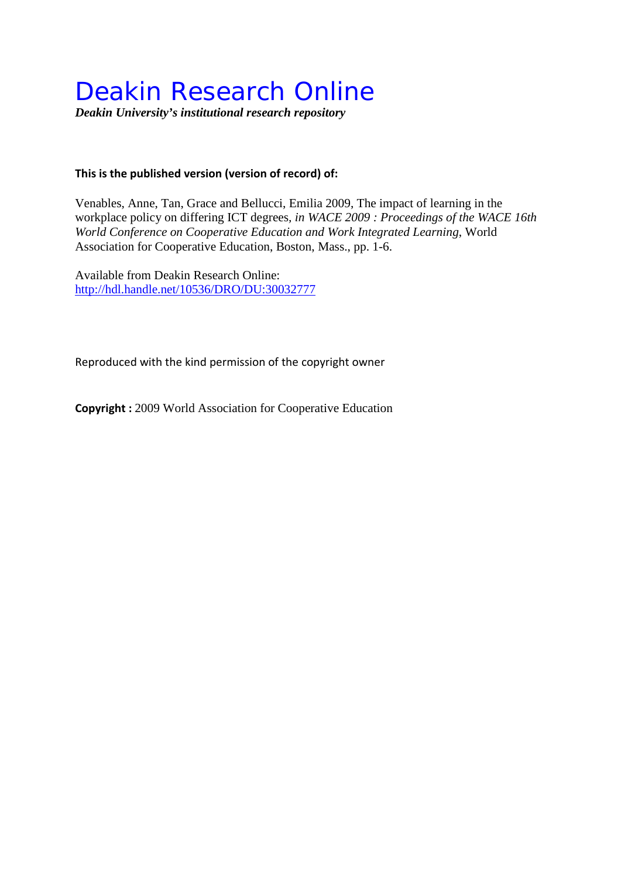# Deakin Research Online

***Deakin University's institutional research repository***

**This is the published version (version of record) of:**

Venables, Anne, Tan, Grace and Bellucci, Emilia 2009, The impact of learning in the workplace policy on differing ICT degrees, *in WACE 2009 : Proceedings of the WACE 16th World Conference on Cooperative Education and Work Integrated Learning*, World Association for Cooperative Education, Boston, Mass., pp. 1-6.

Available from Deakin Research Online:
http://hdl.handle.net/10536/DRO/DU:30032777

Reproduced with the kind permission of the copyright owner

**Copyright :** 2009 World Association for Cooperative Education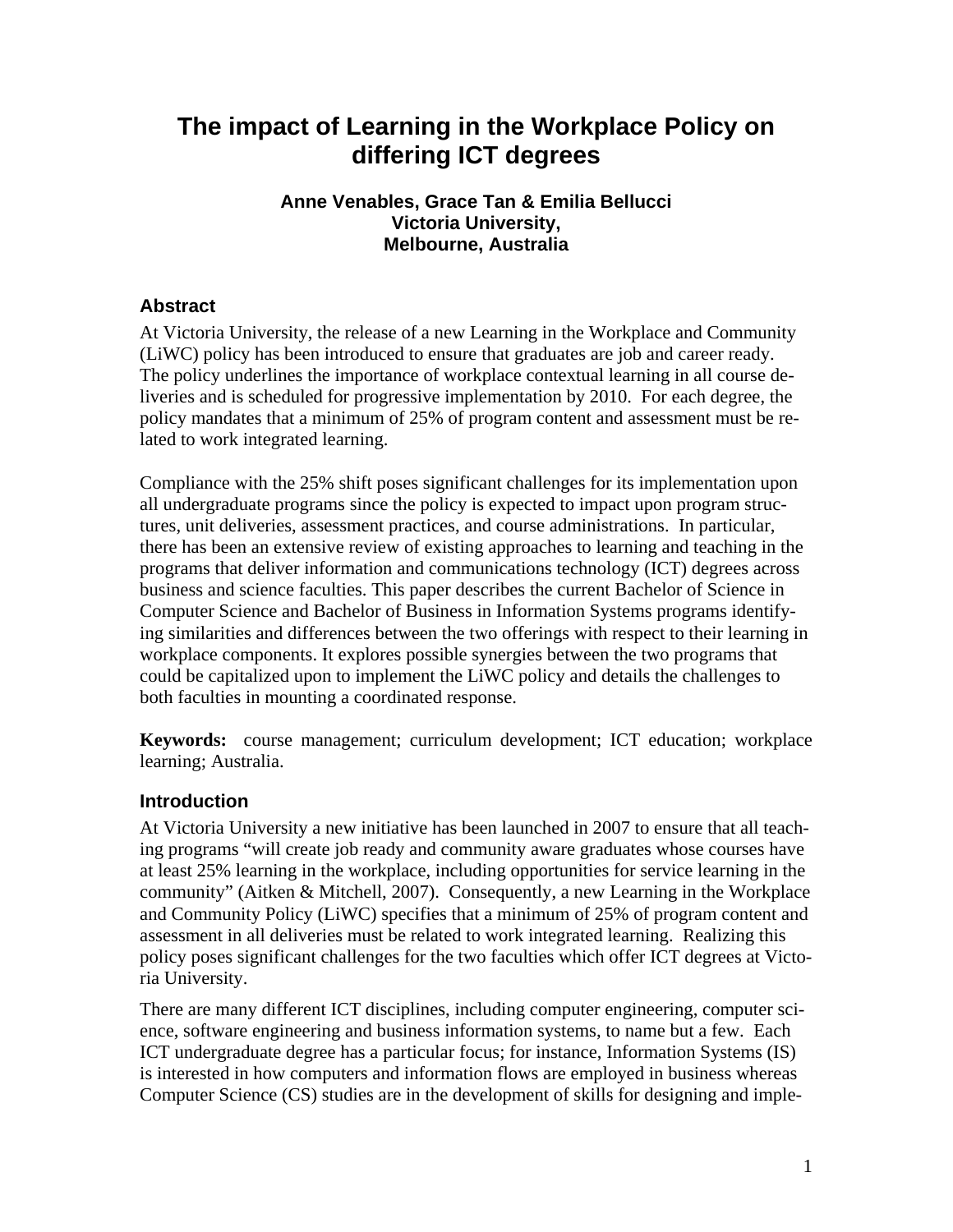# The impact of Learning in the Workplace Policy on differing ICT degrees

**Anne Venables, Grace Tan & Emilia Bellucci**
**Victoria University,**
**Melbourne, Australia**

## Abstract

At Victoria University, the release of a new Learning in the Workplace and Community (LiWC) policy has been introduced to ensure that graduates are job and career ready. The policy underlines the importance of workplace contextual learning in all course deliveries and is scheduled for progressive implementation by 2010. For each degree, the policy mandates that a minimum of 25% of program content and assessment must be related to work integrated learning.

Compliance with the 25% shift poses significant challenges for its implementation upon all undergraduate programs since the policy is expected to impact upon program structures, unit deliveries, assessment practices, and course administrations. In particular, there has been an extensive review of existing approaches to learning and teaching in the programs that deliver information and communications technology (ICT) degrees across business and science faculties. This paper describes the current Bachelor of Science in Computer Science and Bachelor of Business in Information Systems programs identifying similarities and differences between the two offerings with respect to their learning in workplace components. It explores possible synergies between the two programs that could be capitalized upon to implement the LiWC policy and details the challenges to both faculties in mounting a coordinated response.

**Keywords:** course management; curriculum development; ICT education; workplace learning; Australia.

## Introduction

At Victoria University a new initiative has been launched in 2007 to ensure that all teaching programs "will create job ready and community aware graduates whose courses have at least 25% learning in the workplace, including opportunities for service learning in the community" (Aitken & Mitchell, 2007). Consequently, a new Learning in the Workplace and Community Policy (LiWC) specifies that a minimum of 25% of program content and assessment in all deliveries must be related to work integrated learning. Realizing this policy poses significant challenges for the two faculties which offer ICT degrees at Victoria University.

There are many different ICT disciplines, including computer engineering, computer science, software engineering and business information systems, to name but a few. Each ICT undergraduate degree has a particular focus; for instance, Information Systems (IS) is interested in how computers and information flows are employed in business whereas Computer Science (CS) studies are in the development of skills for designing and imple-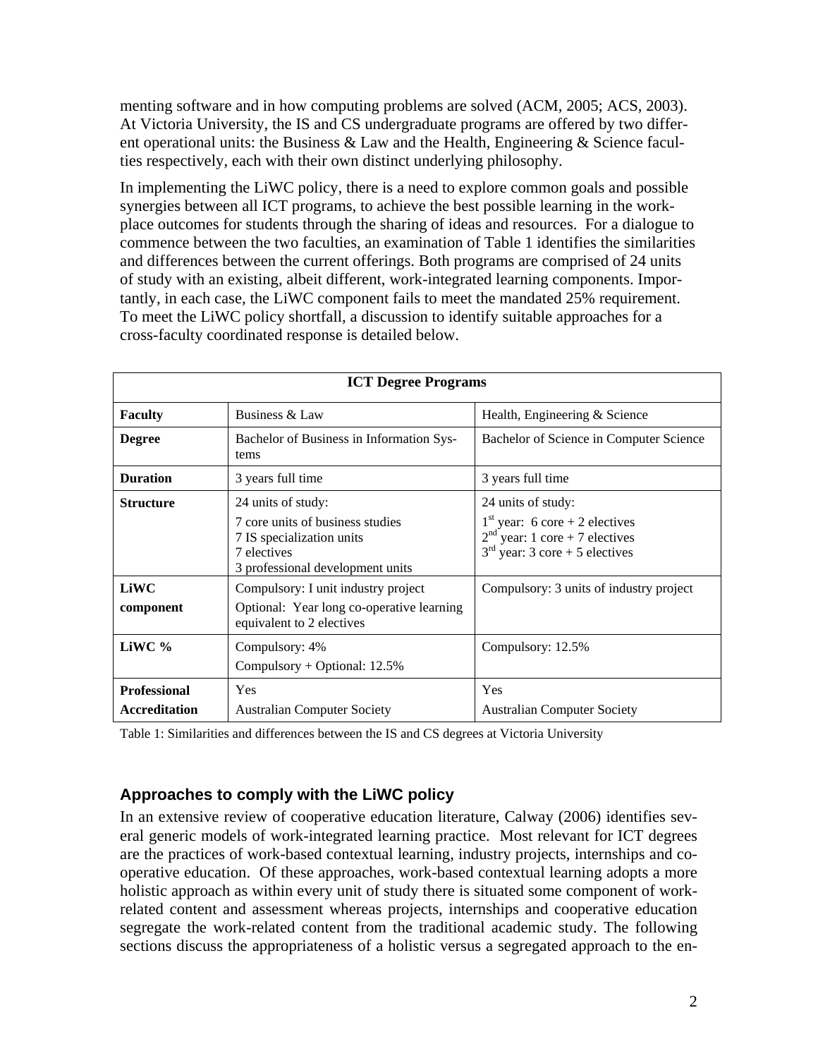menting software and in how computing problems are solved (ACM, 2005; ACS, 2003). At Victoria University, the IS and CS undergraduate programs are offered by two different operational units: the Business & Law and the Health, Engineering & Science faculties respectively, each with their own distinct underlying philosophy.

In implementing the LiWC policy, there is a need to explore common goals and possible synergies between all ICT programs, to achieve the best possible learning in the workplace outcomes for students through the sharing of ideas and resources. For a dialogue to commence between the two faculties, an examination of Table 1 identifies the similarities and differences between the current offerings. Both programs are comprised of 24 units of study with an existing, albeit different, work-integrated learning components. Importantly, in each case, the LiWC component fails to meet the mandated 25% requirement. To meet the LiWC policy shortfall, a discussion to identify suitable approaches for a cross-faculty coordinated response is detailed below.

| ICT Degree Programs | | |
|---|---|---|
| **Faculty** | Business & Law | Health, Engineering & Science |
| **Degree** | Bachelor of Business in Information Systems | Bachelor of Science in Computer Science |
| **Duration** | 3 years full time | 3 years full time |
| **Structure** | 24 units of study:<br>7 core units of business studies<br>7 IS specialization units<br>7 electives<br>3 professional development units | 24 units of study:<br>1st year: 6 core + 2 electives<br>2nd year: 1 core + 7 electives<br>3rd year: 3 core + 5 electives |
| **LiWC component** | Compulsory: I unit industry project<br>Optional: Year long co-operative learning equivalent to 2 electives | Compulsory: 3 units of industry project |
| **LiWC %** | Compulsory: 4%<br>Compulsory + Optional: 12.5% | Compulsory: 12.5% |
| **Professional Accreditation** | Yes<br>Australian Computer Society | Yes<br>Australian Computer Society |

Table 1: Similarities and differences between the IS and CS degrees at Victoria University

### Approaches to comply with the LiWC policy

In an extensive review of cooperative education literature, Calway (2006) identifies several generic models of work-integrated learning practice. Most relevant for ICT degrees are the practices of work-based contextual learning, industry projects, internships and cooperative education. Of these approaches, work-based contextual learning adopts a more holistic approach as within every unit of study there is situated some component of work-related content and assessment whereas projects, internships and cooperative education segregate the work-related content from the traditional academic study. The following sections discuss the appropriateness of a holistic versus a segregated approach to the en-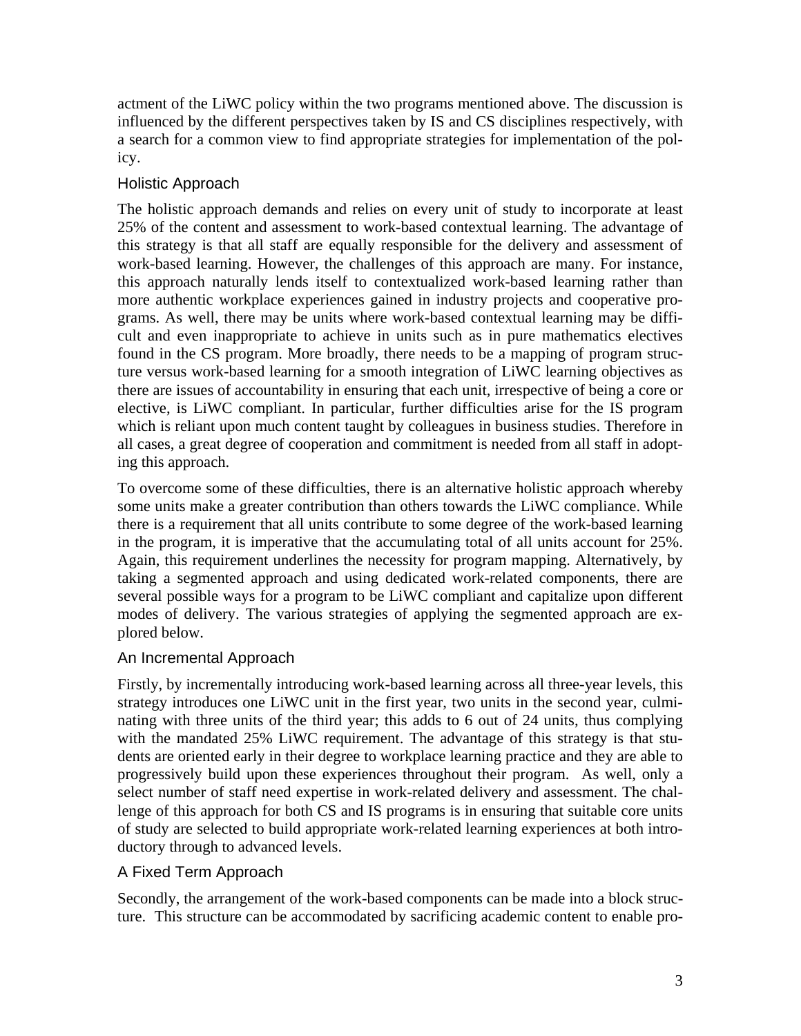actment of the LiWC policy within the two programs mentioned above. The discussion is influenced by the different perspectives taken by IS and CS disciplines respectively, with a search for a common view to find appropriate strategies for implementation of the policy.

### Holistic Approach

The holistic approach demands and relies on every unit of study to incorporate at least 25% of the content and assessment to work-based contextual learning. The advantage of this strategy is that all staff are equally responsible for the delivery and assessment of work-based learning. However, the challenges of this approach are many. For instance, this approach naturally lends itself to contextualized work-based learning rather than more authentic workplace experiences gained in industry projects and cooperative programs. As well, there may be units where work-based contextual learning may be difficult and even inappropriate to achieve in units such as in pure mathematics electives found in the CS program. More broadly, there needs to be a mapping of program structure versus work-based learning for a smooth integration of LiWC learning objectives as there are issues of accountability in ensuring that each unit, irrespective of being a core or elective, is LiWC compliant. In particular, further difficulties arise for the IS program which is reliant upon much content taught by colleagues in business studies. Therefore in all cases, a great degree of cooperation and commitment is needed from all staff in adopting this approach.

To overcome some of these difficulties, there is an alternative holistic approach whereby some units make a greater contribution than others towards the LiWC compliance. While there is a requirement that all units contribute to some degree of the work-based learning in the program, it is imperative that the accumulating total of all units account for 25%. Again, this requirement underlines the necessity for program mapping. Alternatively, by taking a segmented approach and using dedicated work-related components, there are several possible ways for a program to be LiWC compliant and capitalize upon different modes of delivery. The various strategies of applying the segmented approach are explored below.

### An Incremental Approach

Firstly, by incrementally introducing work-based learning across all three-year levels, this strategy introduces one LiWC unit in the first year, two units in the second year, culminating with three units of the third year; this adds to 6 out of 24 units, thus complying with the mandated 25% LiWC requirement. The advantage of this strategy is that students are oriented early in their degree to workplace learning practice and they are able to progressively build upon these experiences throughout their program. As well, only a select number of staff need expertise in work-related delivery and assessment. The challenge of this approach for both CS and IS programs is in ensuring that suitable core units of study are selected to build appropriate work-related learning experiences at both introductory through to advanced levels.

### A Fixed Term Approach

Secondly, the arrangement of the work-based components can be made into a block structure. This structure can be accommodated by sacrificing academic content to enable pro-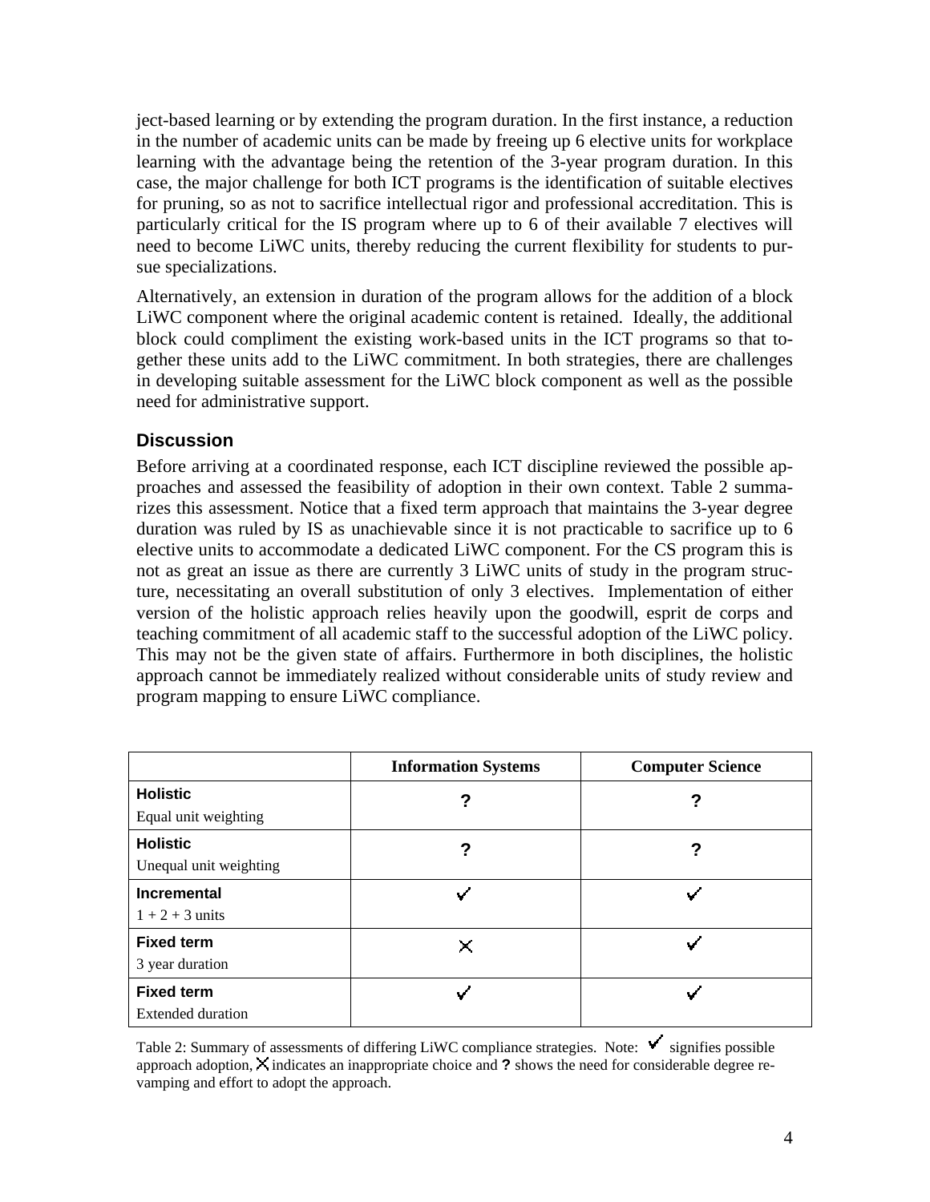ject-based learning or by extending the program duration. In the first instance, a reduction in the number of academic units can be made by freeing up 6 elective units for workplace learning with the advantage being the retention of the 3-year program duration. In this case, the major challenge for both ICT programs is the identification of suitable electives for pruning, so as not to sacrifice intellectual rigor and professional accreditation. This is particularly critical for the IS program where up to 6 of their available 7 electives will need to become LiWC units, thereby reducing the current flexibility for students to pursue specializations.

Alternatively, an extension in duration of the program allows for the addition of a block LiWC component where the original academic content is retained. Ideally, the additional block could compliment the existing work-based units in the ICT programs so that together these units add to the LiWC commitment. In both strategies, there are challenges in developing suitable assessment for the LiWC block component as well as the possible need for administrative support.

## Discussion

Before arriving at a coordinated response, each ICT discipline reviewed the possible approaches and assessed the feasibility of adoption in their own context. Table 2 summarizes this assessment. Notice that a fixed term approach that maintains the 3-year degree duration was ruled by IS as unachievable since it is not practicable to sacrifice up to 6 elective units to accommodate a dedicated LiWC component. For the CS program this is not as great an issue as there are currently 3 LiWC units of study in the program structure, necessitating an overall substitution of only 3 electives. Implementation of either version of the holistic approach relies heavily upon the goodwill, esprit de corps and teaching commitment of all academic staff to the successful adoption of the LiWC policy. This may not be the given state of affairs. Furthermore in both disciplines, the holistic approach cannot be immediately realized without considerable units of study review and program mapping to ensure LiWC compliance.

| | **Information Systems** | **Computer Science** |
|---|---|---|
| **Holistic**<br>Equal unit weighting | **?** | **?** |
| **Holistic**<br>Unequal unit weighting | **?** | **?** |
| **Incremental**<br>1 + 2 + 3 units | ✓ | ✓ |
| **Fixed term**<br>3 year duration | ✗ | ✓ |
| **Fixed term**<br>Extended duration | ✓ | ✓ |

Table 2: Summary of assessments of differing LiWC compliance strategies. Note: ✓ signifies possible approach adoption, ✗ indicates an inappropriate choice and **?** shows the need for considerable degree revamping and effort to adopt the approach.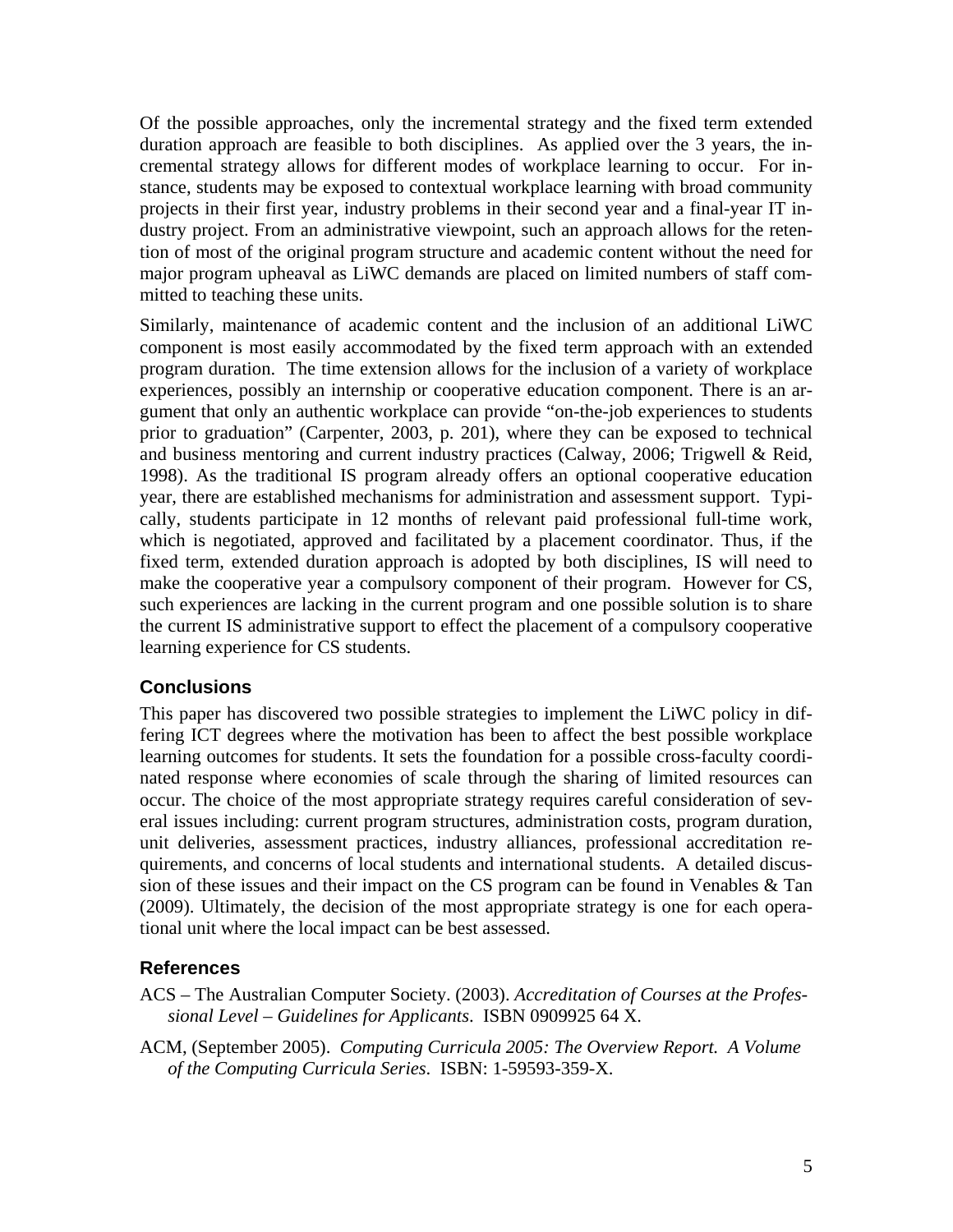Of the possible approaches, only the incremental strategy and the fixed term extended duration approach are feasible to both disciplines. As applied over the 3 years, the incremental strategy allows for different modes of workplace learning to occur. For instance, students may be exposed to contextual workplace learning with broad community projects in their first year, industry problems in their second year and a final-year IT industry project. From an administrative viewpoint, such an approach allows for the retention of most of the original program structure and academic content without the need for major program upheaval as LiWC demands are placed on limited numbers of staff committed to teaching these units.

Similarly, maintenance of academic content and the inclusion of an additional LiWC component is most easily accommodated by the fixed term approach with an extended program duration. The time extension allows for the inclusion of a variety of workplace experiences, possibly an internship or cooperative education component. There is an argument that only an authentic workplace can provide "on-the-job experiences to students prior to graduation" (Carpenter, 2003, p. 201), where they can be exposed to technical and business mentoring and current industry practices (Calway, 2006; Trigwell & Reid, 1998). As the traditional IS program already offers an optional cooperative education year, there are established mechanisms for administration and assessment support. Typically, students participate in 12 months of relevant paid professional full-time work, which is negotiated, approved and facilitated by a placement coordinator. Thus, if the fixed term, extended duration approach is adopted by both disciplines, IS will need to make the cooperative year a compulsory component of their program. However for CS, such experiences are lacking in the current program and one possible solution is to share the current IS administrative support to effect the placement of a compulsory cooperative learning experience for CS students.

## Conclusions

This paper has discovered two possible strategies to implement the LiWC policy in differing ICT degrees where the motivation has been to affect the best possible workplace learning outcomes for students. It sets the foundation for a possible cross-faculty coordinated response where economies of scale through the sharing of limited resources can occur. The choice of the most appropriate strategy requires careful consideration of several issues including: current program structures, administration costs, program duration, unit deliveries, assessment practices, industry alliances, professional accreditation requirements, and concerns of local students and international students. A detailed discussion of these issues and their impact on the CS program can be found in Venables & Tan (2009). Ultimately, the decision of the most appropriate strategy is one for each operational unit where the local impact can be best assessed.

## References

ACS – The Australian Computer Society. (2003). *Accreditation of Courses at the Professional Level – Guidelines for Applicants*. ISBN 0909925 64 X.

ACM, (September 2005). *Computing Curricula 2005: The Overview Report. A Volume of the Computing Curricula Series*. ISBN: 1-59593-359-X.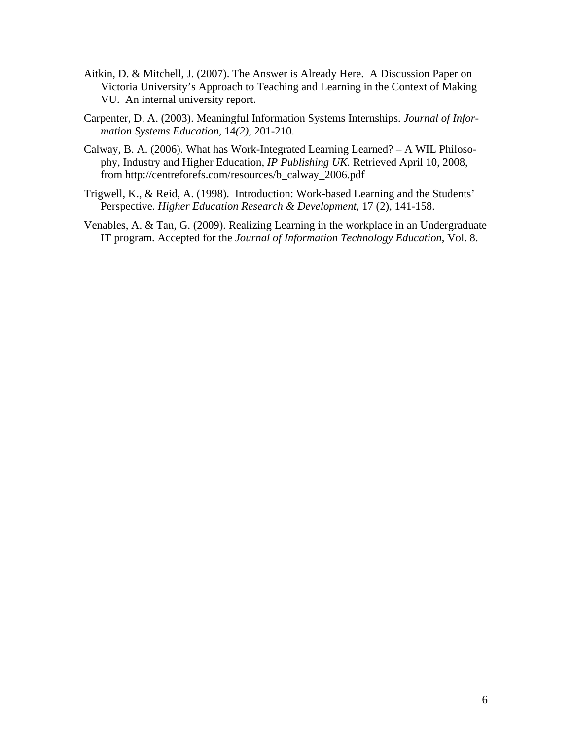Aitkin, D. & Mitchell, J. (2007). The Answer is Already Here. A Discussion Paper on Victoria University's Approach to Teaching and Learning in the Context of Making VU. An internal university report.

Carpenter, D. A. (2003). Meaningful Information Systems Internships. *Journal of Information Systems Education*, 14*(2)*, 201-210.

Calway, B. A. (2006). What has Work-Integrated Learning Learned? – A WIL Philosophy, Industry and Higher Education, *IP Publishing UK*. Retrieved April 10, 2008, from http://centreforefs.com/resources/b_calway_2006.pdf

Trigwell, K., & Reid, A. (1998). Introduction: Work-based Learning and the Students' Perspective. *Higher Education Research & Development*, 17 (2), 141-158.

Venables, A. & Tan, G. (2009). Realizing Learning in the workplace in an Undergraduate IT program. Accepted for the *Journal of Information Technology Education*, Vol. 8.